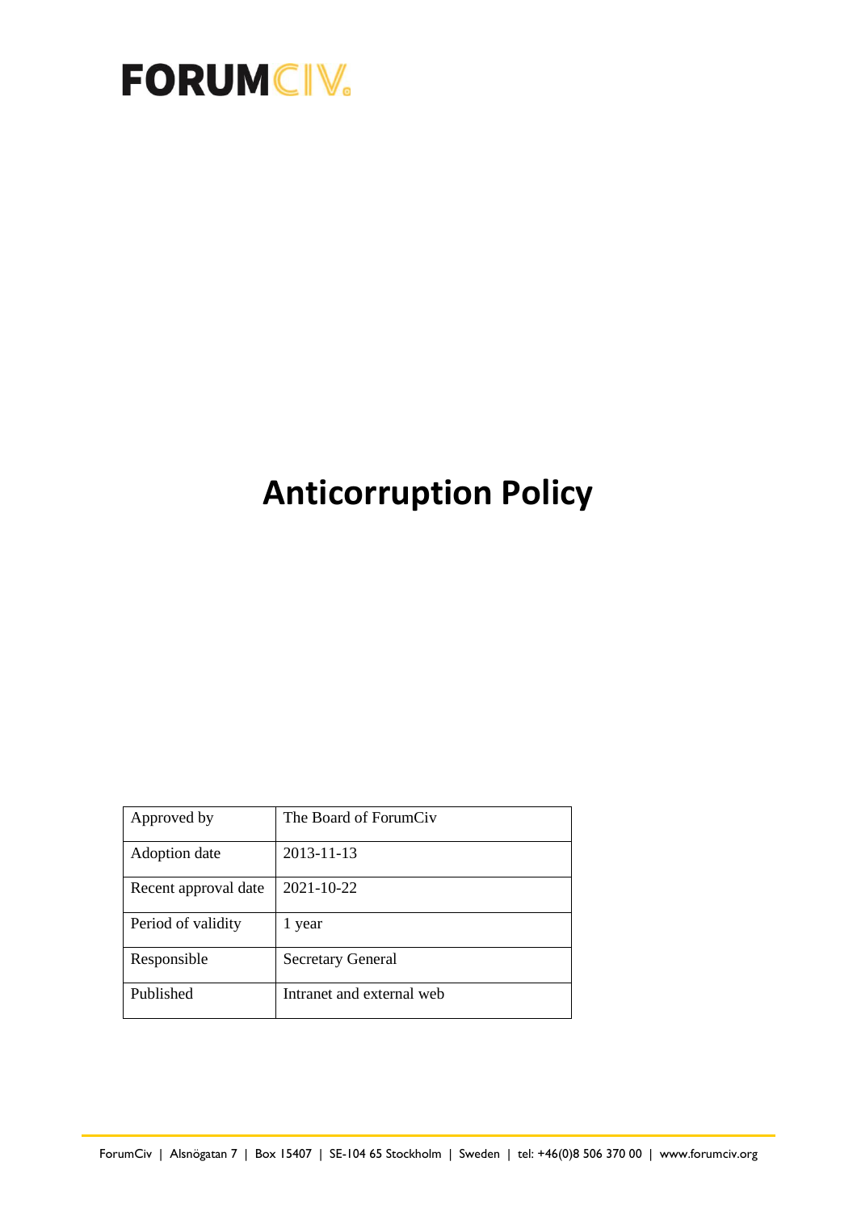FORUMCIV

# Anticorruption Policy

| | |
|---|---|
| Approved by | The Board of ForumCiv |
| Adoption date | 2013-11-13 |
| Recent approval date | 2021-10-22 |
| Period of validity | 1 year |
| Responsible | Secretary General |
| Published | Intranet and external web |

ForumCiv | Alsnögatan 7 | Box 15407 | SE-104 65 Stockholm | Sweden | tel: +46(0)8 506 370 00 | www.forumciv.org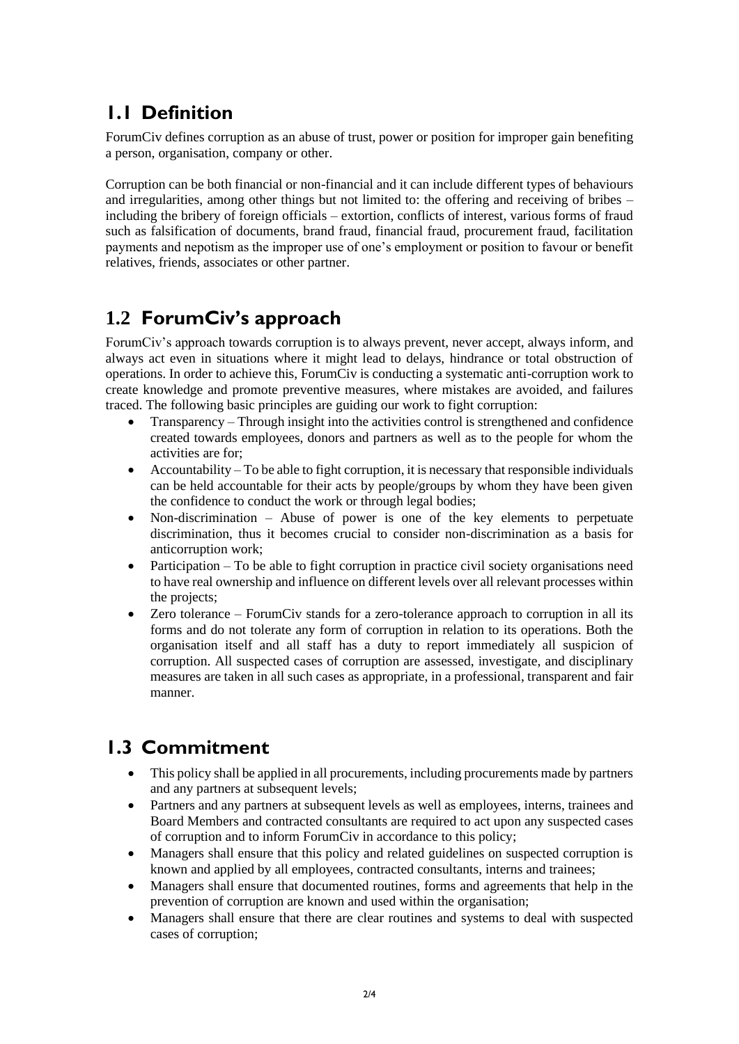## 1.1 Definition

ForumCiv defines corruption as an abuse of trust, power or position for improper gain benefiting a person, organisation, company or other.

Corruption can be both financial or non-financial and it can include different types of behaviours and irregularities, among other things but not limited to: the offering and receiving of bribes – including the bribery of foreign officials – extortion, conflicts of interest, various forms of fraud such as falsification of documents, brand fraud, financial fraud, procurement fraud, facilitation payments and nepotism as the improper use of one's employment or position to favour or benefit relatives, friends, associates or other partner.

## 1.2 ForumCiv's approach

ForumCiv's approach towards corruption is to always prevent, never accept, always inform, and always act even in situations where it might lead to delays, hindrance or total obstruction of operations. In order to achieve this, ForumCiv is conducting a systematic anti-corruption work to create knowledge and promote preventive measures, where mistakes are avoided, and failures traced. The following basic principles are guiding our work to fight corruption:

- Transparency – Through insight into the activities control is strengthened and confidence created towards employees, donors and partners as well as to the people for whom the activities are for;
- Accountability – To be able to fight corruption, it is necessary that responsible individuals can be held accountable for their acts by people/groups by whom they have been given the confidence to conduct the work or through legal bodies;
- Non-discrimination – Abuse of power is one of the key elements to perpetuate discrimination, thus it becomes crucial to consider non-discrimination as a basis for anticorruption work;
- Participation – To be able to fight corruption in practice civil society organisations need to have real ownership and influence on different levels over all relevant processes within the projects;
- Zero tolerance – ForumCiv stands for a zero-tolerance approach to corruption in all its forms and do not tolerate any form of corruption in relation to its operations. Both the organisation itself and all staff has a duty to report immediately all suspicion of corruption. All suspected cases of corruption are assessed, investigate, and disciplinary measures are taken in all such cases as appropriate, in a professional, transparent and fair manner.

## 1.3 Commitment

- This policy shall be applied in all procurements, including procurements made by partners and any partners at subsequent levels;
- Partners and any partners at subsequent levels as well as employees, interns, trainees and Board Members and contracted consultants are required to act upon any suspected cases of corruption and to inform ForumCiv in accordance to this policy;
- Managers shall ensure that this policy and related guidelines on suspected corruption is known and applied by all employees, contracted consultants, interns and trainees;
- Managers shall ensure that documented routines, forms and agreements that help in the prevention of corruption are known and used within the organisation;
- Managers shall ensure that there are clear routines and systems to deal with suspected cases of corruption;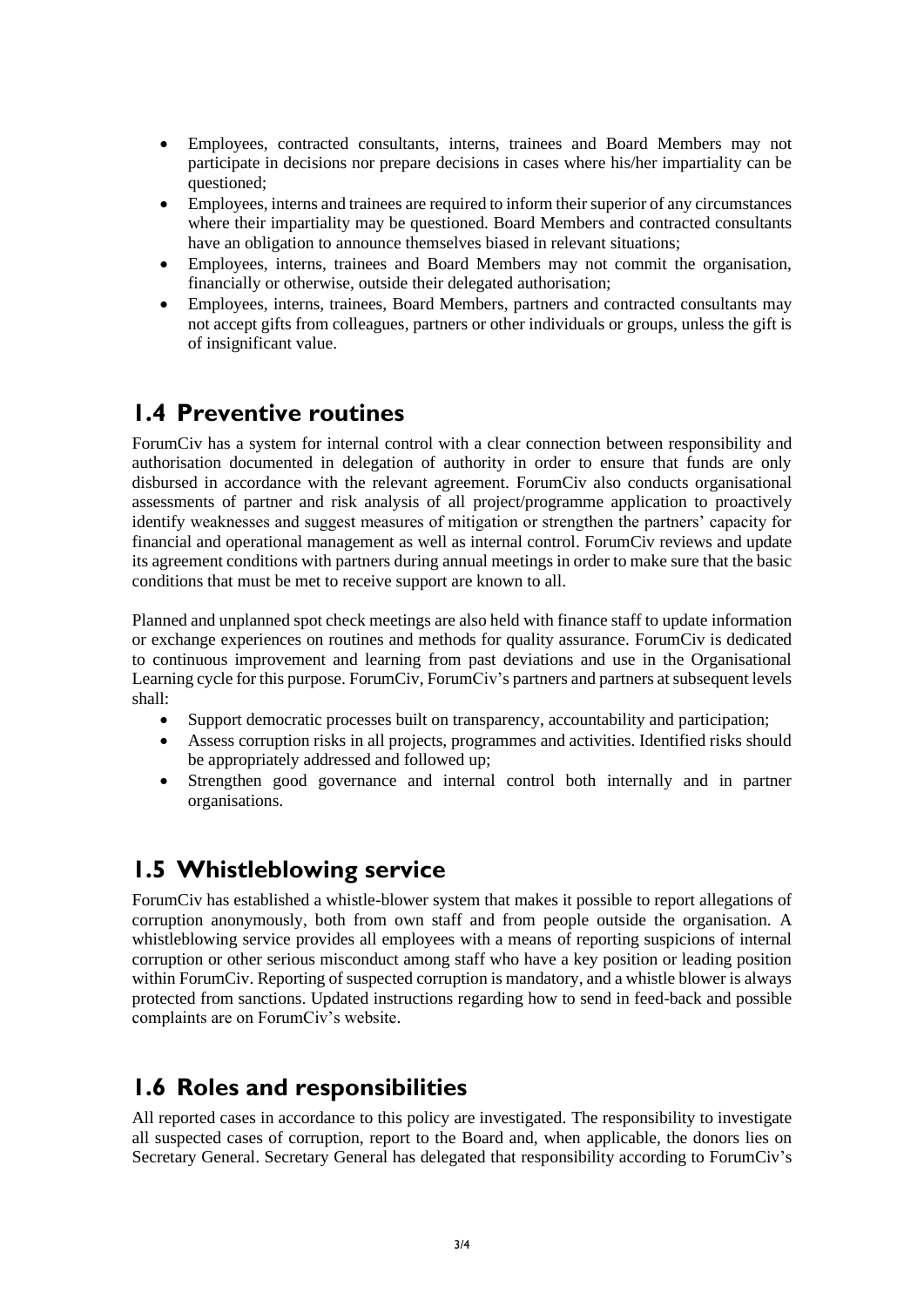- Employees, contracted consultants, interns, trainees and Board Members may not participate in decisions nor prepare decisions in cases where his/her impartiality can be questioned;
- Employees, interns and trainees are required to inform their superior of any circumstances where their impartiality may be questioned. Board Members and contracted consultants have an obligation to announce themselves biased in relevant situations;
- Employees, interns, trainees and Board Members may not commit the organisation, financially or otherwise, outside their delegated authorisation;
- Employees, interns, trainees, Board Members, partners and contracted consultants may not accept gifts from colleagues, partners or other individuals or groups, unless the gift is of insignificant value.

## 1.4 Preventive routines

ForumCiv has a system for internal control with a clear connection between responsibility and authorisation documented in delegation of authority in order to ensure that funds are only disbursed in accordance with the relevant agreement. ForumCiv also conducts organisational assessments of partner and risk analysis of all project/programme application to proactively identify weaknesses and suggest measures of mitigation or strengthen the partners' capacity for financial and operational management as well as internal control. ForumCiv reviews and update its agreement conditions with partners during annual meetings in order to make sure that the basic conditions that must be met to receive support are known to all.

Planned and unplanned spot check meetings are also held with finance staff to update information or exchange experiences on routines and methods for quality assurance. ForumCiv is dedicated to continuous improvement and learning from past deviations and use in the Organisational Learning cycle for this purpose. ForumCiv, ForumCiv's partners and partners at subsequent levels shall:

- Support democratic processes built on transparency, accountability and participation;
- Assess corruption risks in all projects, programmes and activities. Identified risks should be appropriately addressed and followed up;
- Strengthen good governance and internal control both internally and in partner organisations.

## 1.5 Whistleblowing service

ForumCiv has established a whistle-blower system that makes it possible to report allegations of corruption anonymously, both from own staff and from people outside the organisation. A whistleblowing service provides all employees with a means of reporting suspicions of internal corruption or other serious misconduct among staff who have a key position or leading position within ForumCiv. Reporting of suspected corruption is mandatory, and a whistle blower is always protected from sanctions. Updated instructions regarding how to send in feed-back and possible complaints are on ForumCiv's website.

## 1.6 Roles and responsibilities

All reported cases in accordance to this policy are investigated. The responsibility to investigate all suspected cases of corruption, report to the Board and, when applicable, the donors lies on Secretary General. Secretary General has delegated that responsibility according to ForumCiv's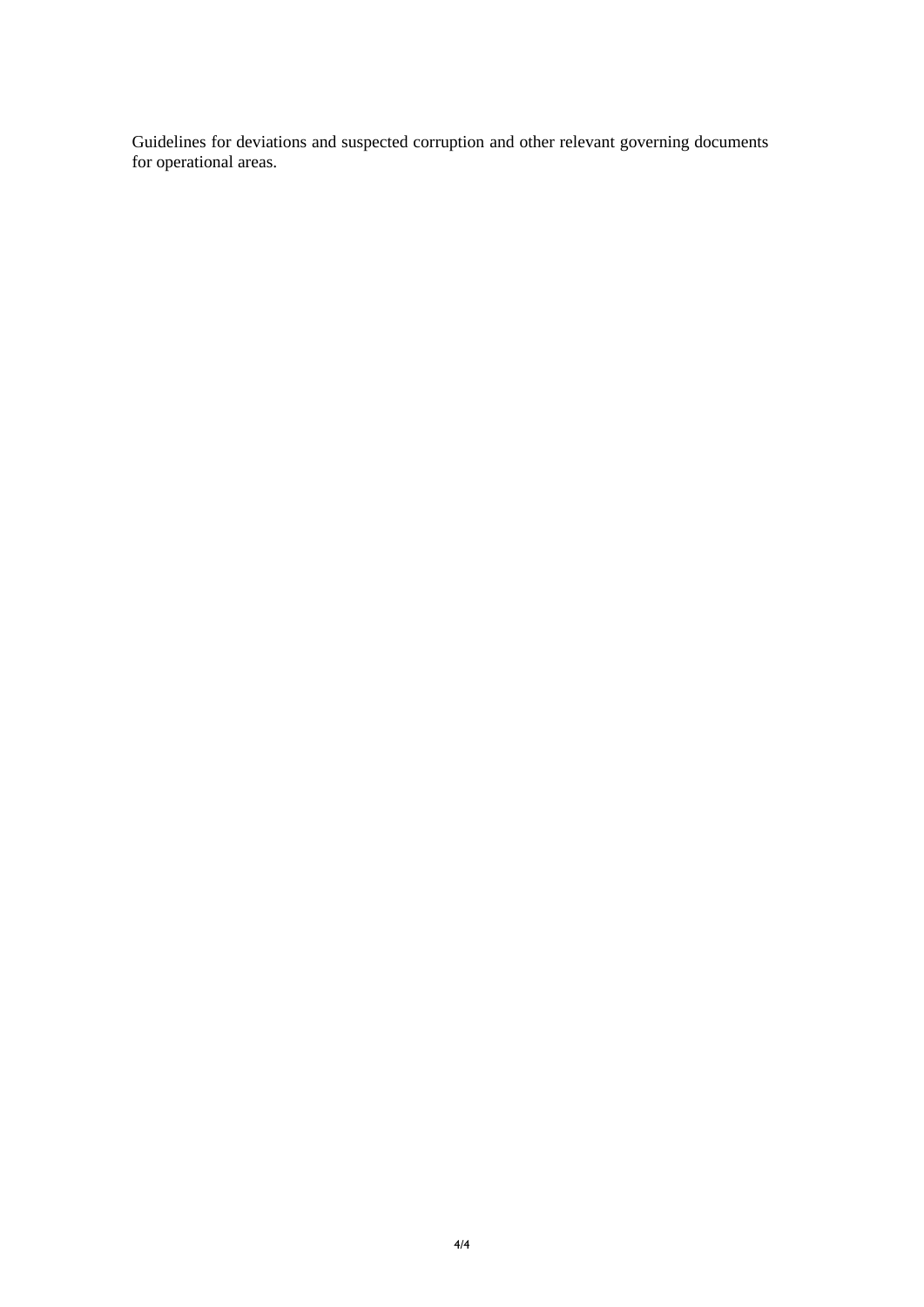Guidelines for deviations and suspected corruption and other relevant governing documents for operational areas.